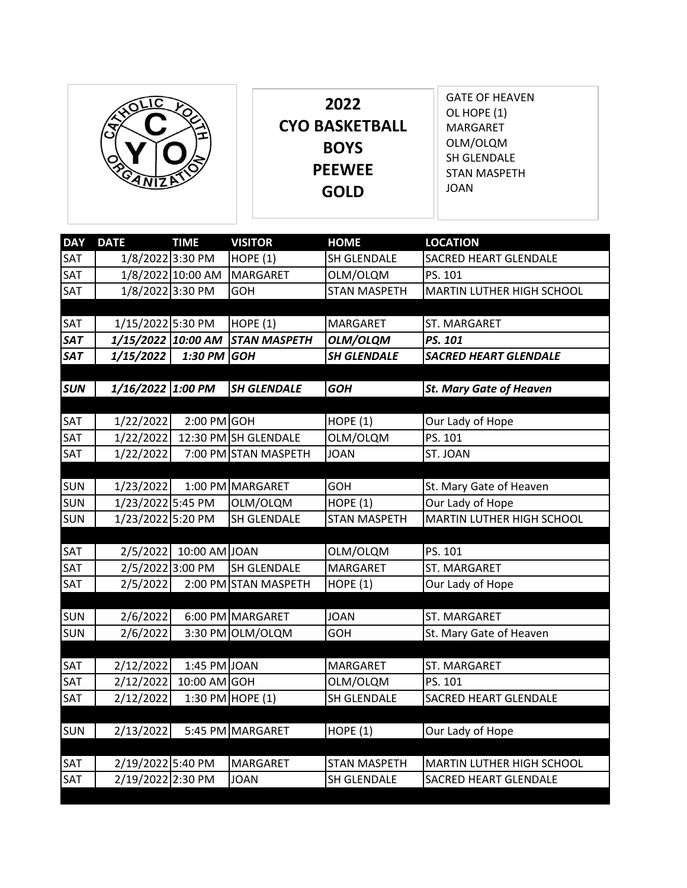# 2022 CYO BASKETBALL BOYS PEEWEE GOLD

GATE OF HEAVEN
OL HOPE (1)
MARGARET
OLM/OLQM
SH GLENDALE
STAN MASPETH
JOAN

| DAY | DATE | TIME | VISITOR | HOME | LOCATION |
|---|---|---|---|---|---|
| SAT | 1/8/2022 | 3:30 PM | HOPE (1) | SH GLENDALE | SACRED HEART GLENDALE |
| SAT | 1/8/2022 | 10:00 AM | MARGARET | OLM/OLQM | PS. 101 |
| SAT | 1/8/2022 | 3:30 PM | GOH | STAN MASPETH | MARTIN LUTHER HIGH SCHOOL |
| | | | | | |
| SAT | 1/15/2022 | 5:30 PM | HOPE (1) | MARGARET | ST. MARGARET |
| ***SAT*** | ***1/15/2022*** | ***10:00 AM*** | ***STAN MASPETH*** | ***OLM/OLQM*** | ***PS. 101*** |
| ***SAT*** | ***1/15/2022*** | ***1:30 PM*** | ***GOH*** | ***SH GLENDALE*** | ***SACRED HEART GLENDALE*** |
| | | | | | |
| ***SUN*** | ***1/16/2022*** | ***1:00 PM*** | ***SH GLENDALE*** | ***GOH*** | ***St. Mary Gate of Heaven*** |
| | | | | | |
| SAT | 1/22/2022 | 2:00 PM | GOH | HOPE (1) | Our Lady of Hope |
| SAT | 1/22/2022 | 12:30 PM | SH GLENDALE | OLM/OLQM | PS. 101 |
| SAT | 1/22/2022 | 7:00 PM | STAN MASPETH | JOAN | ST. JOAN |
| | | | | | |
| SUN | 1/23/2022 | 1:00 PM | MARGARET | GOH | St. Mary Gate of Heaven |
| SUN | 1/23/2022 | 5:45 PM | OLM/OLQM | HOPE (1) | Our Lady of Hope |
| SUN | 1/23/2022 | 5:20 PM | SH GLENDALE | STAN MASPETH | MARTIN LUTHER HIGH SCHOOL |
| | | | | | |
| SAT | 2/5/2022 | 10:00 AM | JOAN | OLM/OLQM | PS. 101 |
| SAT | 2/5/2022 | 3:00 PM | SH GLENDALE | MARGARET | ST. MARGARET |
| SAT | 2/5/2022 | 2:00 PM | STAN MASPETH | HOPE (1) | Our Lady of Hope |
| | | | | | |
| SUN | 2/6/2022 | 6:00 PM | MARGARET | JOAN | ST. MARGARET |
| SUN | 2/6/2022 | 3:30 PM | OLM/OLQM | GOH | St. Mary Gate of Heaven |
| | | | | | |
| SAT | 2/12/2022 | 1:45 PM | JOAN | MARGARET | ST. MARGARET |
| SAT | 2/12/2022 | 10:00 AM | GOH | OLM/OLQM | PS. 101 |
| SAT | 2/12/2022 | 1:30 PM | HOPE (1) | SH GLENDALE | SACRED HEART GLENDALE |
| | | | | | |
| SUN | 2/13/2022 | 5:45 PM | MARGARET | HOPE (1) | Our Lady of Hope |
| | | | | | |
| SAT | 2/19/2022 | 5:40 PM | MARGARET | STAN MASPETH | MARTIN LUTHER HIGH SCHOOL |
| SAT | 2/19/2022 | 2:30 PM | JOAN | SH GLENDALE | SACRED HEART GLENDALE |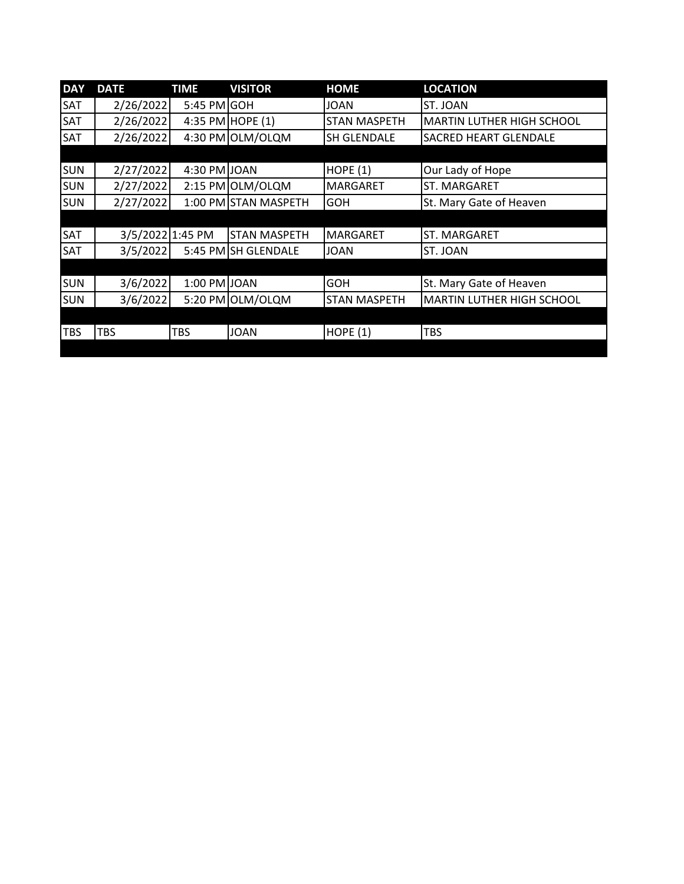| DAY | DATE | TIME | VISITOR | HOME | LOCATION |
|---|---|---|---|---|---|
| SAT | 2/26/2022 | 5:45 PM | GOH | JOAN | ST. JOAN |
| SAT | 2/26/2022 | 4:35 PM | HOPE (1) | STAN MASPETH | MARTIN LUTHER HIGH SCHOOL |
| SAT | 2/26/2022 | 4:30 PM | OLM/OLQM | SH GLENDALE | SACRED HEART GLENDALE |
| | | | | | |
| SUN | 2/27/2022 | 4:30 PM | JOAN | HOPE (1) | Our Lady of Hope |
| SUN | 2/27/2022 | 2:15 PM | OLM/OLQM | MARGARET | ST. MARGARET |
| SUN | 2/27/2022 | 1:00 PM | STAN MASPETH | GOH | St. Mary Gate of Heaven |
| | | | | | |
| SAT | 3/5/2022 | 1:45 PM | STAN MASPETH | MARGARET | ST. MARGARET |
| SAT | 3/5/2022 | 5:45 PM | SH GLENDALE | JOAN | ST. JOAN |
| | | | | | |
| SUN | 3/6/2022 | 1:00 PM | JOAN | GOH | St. Mary Gate of Heaven |
| SUN | 3/6/2022 | 5:20 PM | OLM/OLQM | STAN MASPETH | MARTIN LUTHER HIGH SCHOOL |
| | | | | | |
| TBS | TBS | TBS | JOAN | HOPE (1) | TBS |